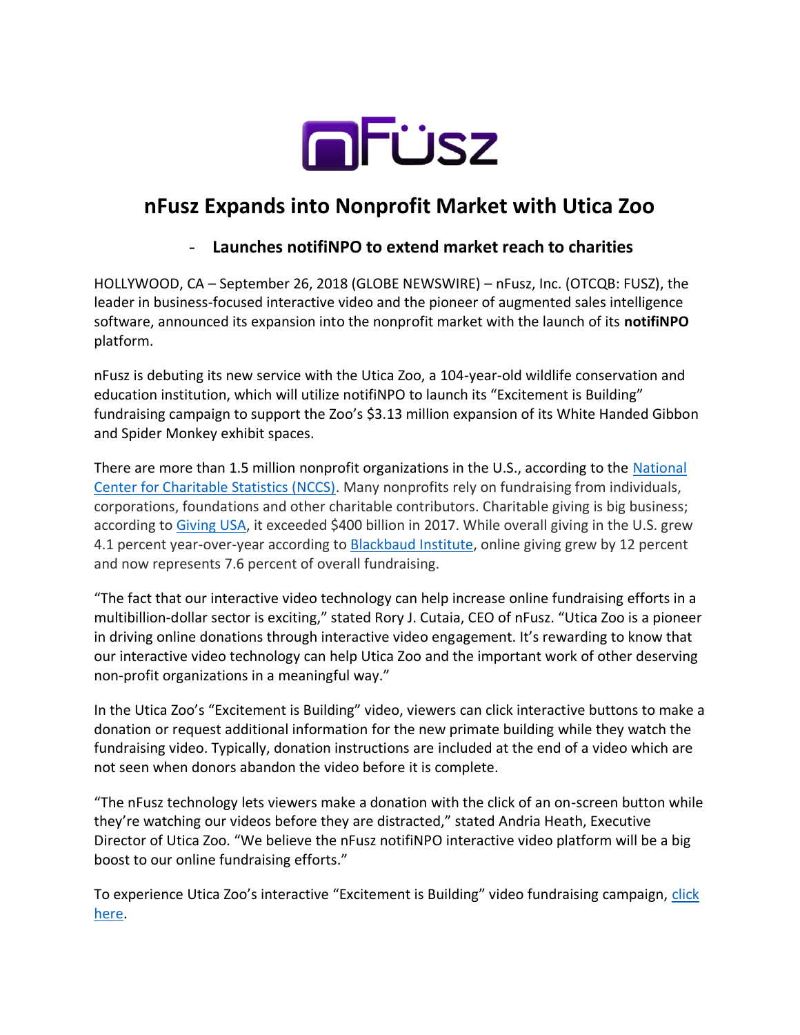# nFusz Expands into Nonprofit Market with Utica Zoo

- **Launches notifiNPO to extend market reach to charities**

HOLLYWOOD, CA – September 26, 2018 (GLOBE NEWSWIRE) – nFusz, Inc. (OTCQB: FUSZ), the leader in business-focused interactive video and the pioneer of augmented sales intelligence software, announced its expansion into the nonprofit market with the launch of its **notifiNPO** platform.

nFusz is debuting its new service with the Utica Zoo, a 104-year-old wildlife conservation and education institution, which will utilize notifiNPO to launch its "Excitement is Building" fundraising campaign to support the Zoo's $3.13 million expansion of its White Handed Gibbon and Spider Monkey exhibit spaces.

There are more than 1.5 million nonprofit organizations in the U.S., according to the National Center for Charitable Statistics (NCCS). Many nonprofits rely on fundraising from individuals, corporations, foundations and other charitable contributors. Charitable giving is big business; according to Giving USA, it exceeded $400 billion in 2017. While overall giving in the U.S. grew 4.1 percent year-over-year according to Blackbaud Institute, online giving grew by 12 percent and now represents 7.6 percent of overall fundraising.

"The fact that our interactive video technology can help increase online fundraising efforts in a multibillion-dollar sector is exciting," stated Rory J. Cutaia, CEO of nFusz. "Utica Zoo is a pioneer in driving online donations through interactive video engagement. It's rewarding to know that our interactive video technology can help Utica Zoo and the important work of other deserving non-profit organizations in a meaningful way."

In the Utica Zoo's "Excitement is Building" video, viewers can click interactive buttons to make a donation or request additional information for the new primate building while they watch the fundraising video. Typically, donation instructions are included at the end of a video which are not seen when donors abandon the video before it is complete.

"The nFusz technology lets viewers make a donation with the click of an on-screen button while they're watching our videos before they are distracted," stated Andria Heath, Executive Director of Utica Zoo. "We believe the nFusz notifiNPO interactive video platform will be a big boost to our online fundraising efforts."

To experience Utica Zoo's interactive "Excitement is Building" video fundraising campaign, click here.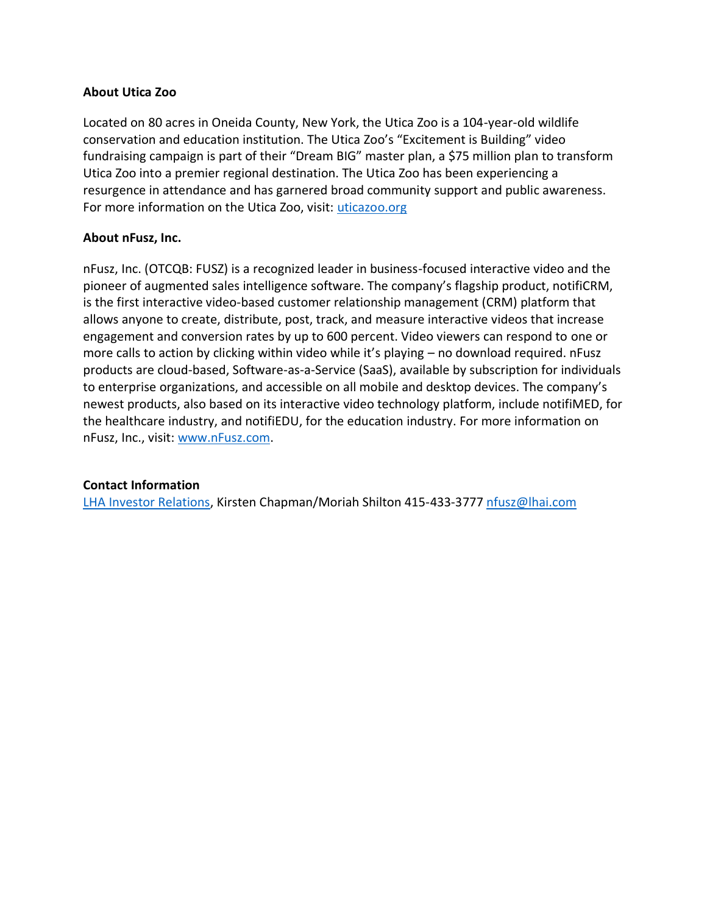**About Utica Zoo**

Located on 80 acres in Oneida County, New York, the Utica Zoo is a 104-year-old wildlife conservation and education institution. The Utica Zoo's "Excitement is Building" video fundraising campaign is part of their "Dream BIG" master plan, a $75 million plan to transform Utica Zoo into a premier regional destination. The Utica Zoo has been experiencing a resurgence in attendance and has garnered broad community support and public awareness. For more information on the Utica Zoo, visit: [uticazoo.org](uticazoo.org)

**About nFusz, Inc.**

nFusz, Inc. (OTCQB: FUSZ) is a recognized leader in business-focused interactive video and the pioneer of augmented sales intelligence software. The company's flagship product, notifiCRM, is the first interactive video-based customer relationship management (CRM) platform that allows anyone to create, distribute, post, track, and measure interactive videos that increase engagement and conversion rates by up to 600 percent. Video viewers can respond to one or more calls to action by clicking within video while it's playing – no download required. nFusz products are cloud-based, Software-as-a-Service (SaaS), available by subscription for individuals to enterprise organizations, and accessible on all mobile and desktop devices. The company's newest products, also based on its interactive video technology platform, include notifiMED, for the healthcare industry, and notifiEDU, for the education industry. For more information on nFusz, Inc., visit: [www.nFusz.com](www.nFusz.com).

**Contact Information**

LHA Investor Relations, Kirsten Chapman/Moriah Shilton 415-433-3777 nfusz@lhai.com